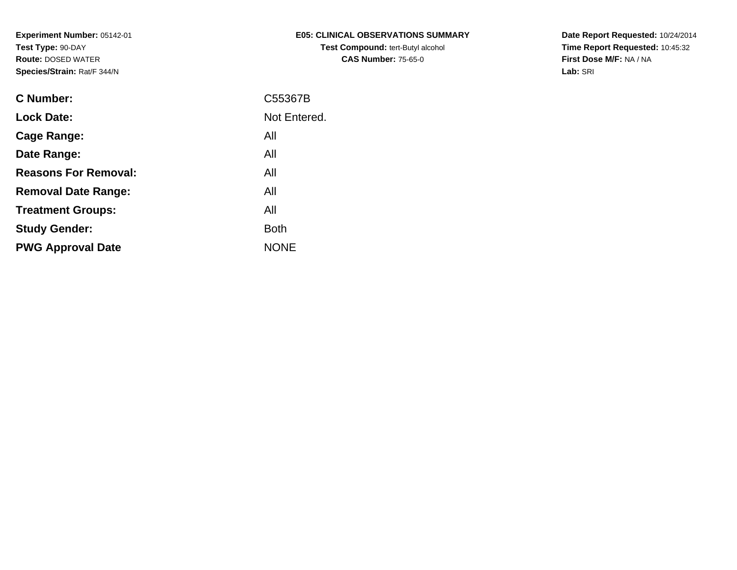**Experiment Number:** 05142-01
**Test Type:** 90-DAY
**Route:** DOSED WATER
**Species/Strain:** Rat/F 344/N

**E05: CLINICAL OBSERVATIONS SUMMARY**
**Test Compound:** tert-Butyl alcohol
**CAS Number:** 75-65-0

**Date Report Requested:** 10/24/2014
**Time Report Requested:** 10:45:32
**First Dose M/F:** NA / NA
**Lab:** SRI

| | |
|---|---|
| **C Number:** | C55367B |
| **Lock Date:** | Not Entered. |
| **Cage Range:** | All |
| **Date Range:** | All |
| **Reasons For Removal:** | All |
| **Removal Date Range:** | All |
| **Treatment Groups:** | All |
| **Study Gender:** | Both |
| **PWG Approval Date** | NONE |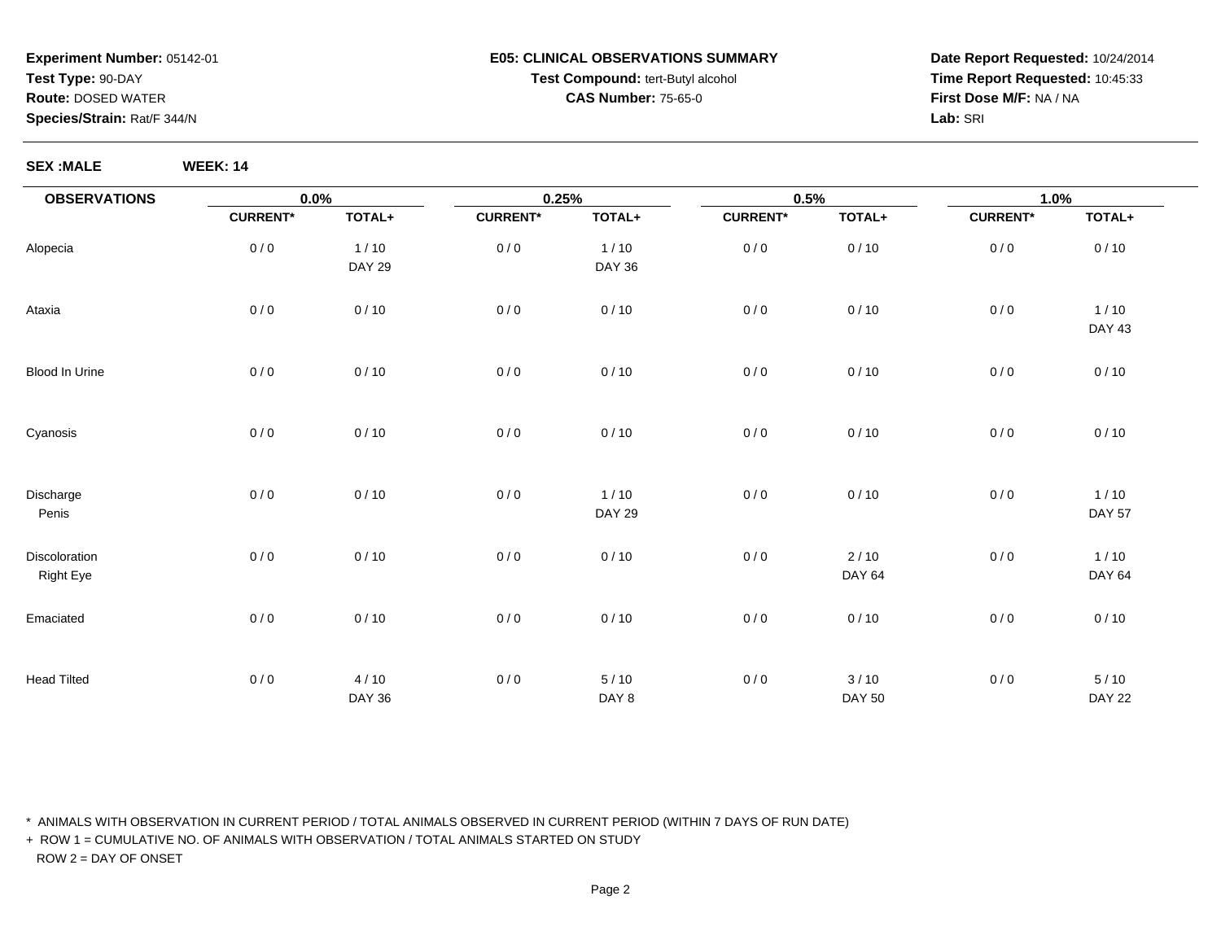**Experiment Number:** 05142-01
**Test Type:** 90-DAY
**Route:** DOSED WATER
**Species/Strain:** Rat/F 344/N

**E05: CLINICAL OBSERVATIONS SUMMARY**
**Test Compound:** tert-Butyl alcohol
**CAS Number:** 75-65-0

**Date Report Requested:** 10/24/2014
**Time Report Requested:** 10:45:33
**First Dose M/F:** NA / NA
**Lab:** SRI

**SEX :MALE** **WEEK: 14**

| OBSERVATIONS | 0.0% | | 0.25% | | 0.5% | | 1.0% | |
|---|---|---|---|---|---|---|---|---|
| | CURRENT* | TOTAL+ | CURRENT* | TOTAL+ | CURRENT* | TOTAL+ | CURRENT* | TOTAL+ |
| Alopecia | 0 / 0 | 1 / 10<br>DAY 29 | 0 / 0 | 1 / 10<br>DAY 36 | 0 / 0 | 0 / 10 | 0 / 0 | 0 / 10 |
| Ataxia | 0 / 0 | 0 / 10 | 0 / 0 | 0 / 10 | 0 / 0 | 0 / 10 | 0 / 0 | 1 / 10<br>DAY 43 |
| Blood In Urine | 0 / 0 | 0 / 10 | 0 / 0 | 0 / 10 | 0 / 0 | 0 / 10 | 0 / 0 | 0 / 10 |
| Cyanosis | 0 / 0 | 0 / 10 | 0 / 0 | 0 / 10 | 0 / 0 | 0 / 10 | 0 / 0 | 0 / 10 |
| Discharge<br>Penis | 0 / 0 | 0 / 10 | 0 / 0 | 1 / 10<br>DAY 29 | 0 / 0 | 0 / 10 | 0 / 0 | 1 / 10<br>DAY 57 |
| Discoloration<br>Right Eye | 0 / 0 | 0 / 10 | 0 / 0 | 0 / 10 | 0 / 0 | 2 / 10<br>DAY 64 | 0 / 0 | 1 / 10<br>DAY 64 |
| Emaciated | 0 / 0 | 0 / 10 | 0 / 0 | 0 / 10 | 0 / 0 | 0 / 10 | 0 / 0 | 0 / 10 |
| Head Tilted | 0 / 0 | 4 / 10<br>DAY 36 | 0 / 0 | 5 / 10<br>DAY 8 | 0 / 0 | 3 / 10<br>DAY 50 | 0 / 0 | 5 / 10<br>DAY 22 |

* ANIMALS WITH OBSERVATION IN CURRENT PERIOD / TOTAL ANIMALS OBSERVED IN CURRENT PERIOD (WITHIN 7 DAYS OF RUN DATE)
+ ROW 1 = CUMULATIVE NO. OF ANIMALS WITH OBSERVATION / TOTAL ANIMALS STARTED ON STUDY
ROW 2 = DAY OF ONSET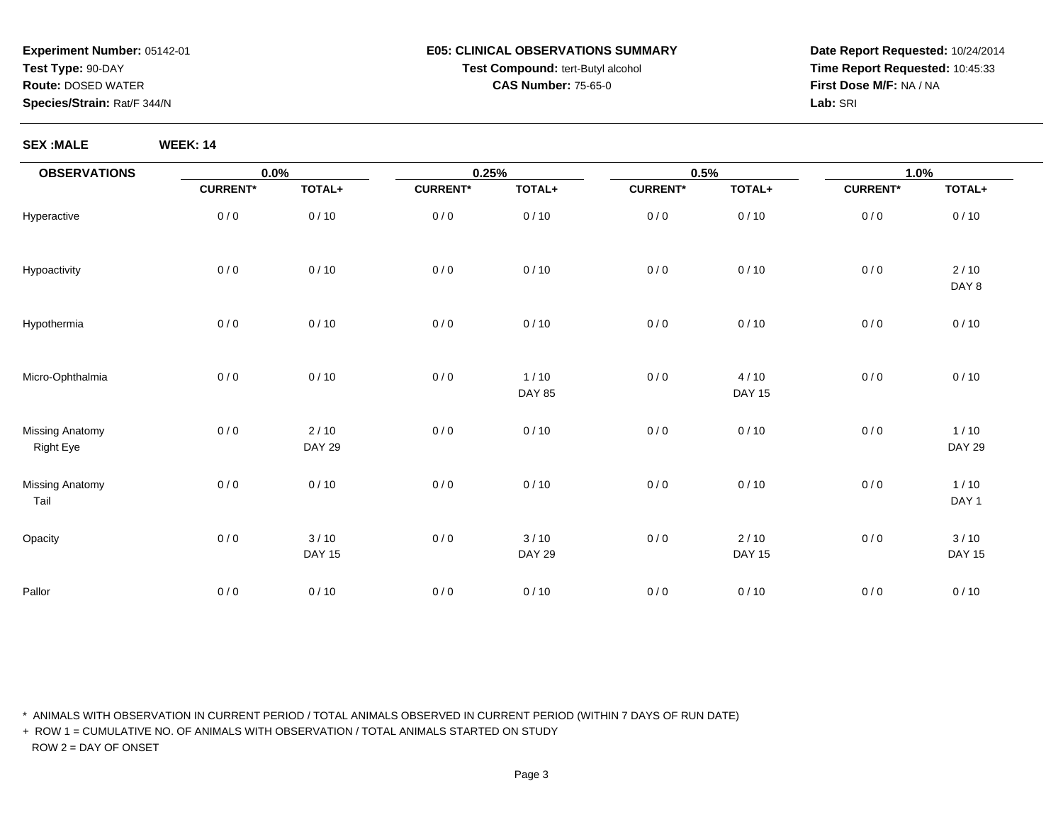**Experiment Number:** 05142-01
**Test Type:** 90-DAY
**Route:** DOSED WATER
**Species/Strain:** Rat/F 344/N

**E05: CLINICAL OBSERVATIONS SUMMARY**
**Test Compound:** tert-Butyl alcohol
**CAS Number:** 75-65-0

**Date Report Requested:** 10/24/2014
**Time Report Requested:** 10:45:33
**First Dose M/F:** NA / NA
**Lab:** SRI

**SEX :MALE** **WEEK: 14**

| OBSERVATIONS | 0.0% | | 0.25% | | 0.5% | | 1.0% | |
|---|---|---|---|---|---|---|---|---|
| | CURRENT* | TOTAL+ | CURRENT* | TOTAL+ | CURRENT* | TOTAL+ | CURRENT* | TOTAL+ |
| Hyperactive | 0 / 0 | 0 / 10 | 0 / 0 | 0 / 10 | 0 / 0 | 0 / 10 | 0 / 0 | 0 / 10 |
| Hypoactivity | 0 / 0 | 0 / 10 | 0 / 0 | 0 / 10 | 0 / 0 | 0 / 10 | 0 / 0 | 2 / 10<br>DAY 8 |
| Hypothermia | 0 / 0 | 0 / 10 | 0 / 0 | 0 / 10 | 0 / 0 | 0 / 10 | 0 / 0 | 0 / 10 |
| Micro-Ophthalmia | 0 / 0 | 0 / 10 | 0 / 0 | 1 / 10<br>DAY 85 | 0 / 0 | 4 / 10<br>DAY 15 | 0 / 0 | 0 / 10 |
| Missing Anatomy<br>Right Eye | 0 / 0 | 2 / 10<br>DAY 29 | 0 / 0 | 0 / 10 | 0 / 0 | 0 / 10 | 0 / 0 | 1 / 10<br>DAY 29 |
| Missing Anatomy<br>Tail | 0 / 0 | 0 / 10 | 0 / 0 | 0 / 10 | 0 / 0 | 0 / 10 | 0 / 0 | 1 / 10<br>DAY 1 |
| Opacity | 0 / 0 | 3 / 10<br>DAY 15 | 0 / 0 | 3 / 10<br>DAY 29 | 0 / 0 | 2 / 10<br>DAY 15 | 0 / 0 | 3 / 10<br>DAY 15 |
| Pallor | 0 / 0 | 0 / 10 | 0 / 0 | 0 / 10 | 0 / 0 | 0 / 10 | 0 / 0 | 0 / 10 |

* ANIMALS WITH OBSERVATION IN CURRENT PERIOD / TOTAL ANIMALS OBSERVED IN CURRENT PERIOD (WITHIN 7 DAYS OF RUN DATE)

+ ROW 1 = CUMULATIVE NO. OF ANIMALS WITH OBSERVATION / TOTAL ANIMALS STARTED ON STUDY
ROW 2 = DAY OF ONSET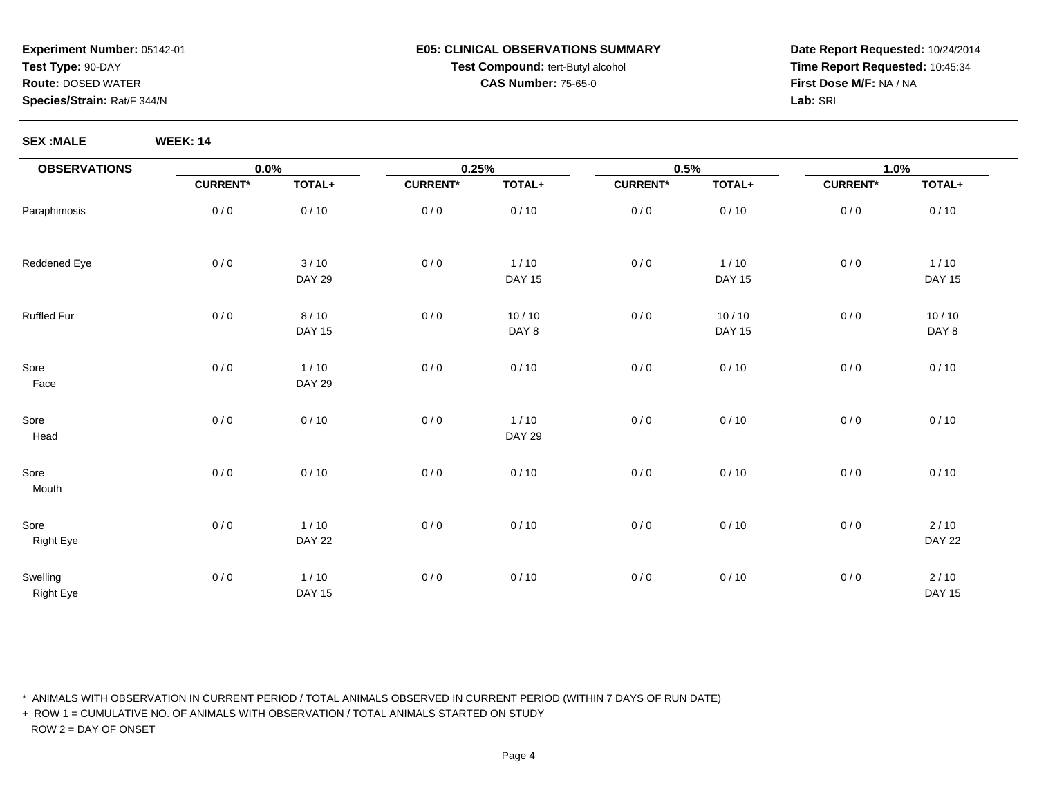**Experiment Number:** 05142-01
**Test Type:** 90-DAY
**Route:** DOSED WATER
**Species/Strain:** Rat/F 344/N

**E05: CLINICAL OBSERVATIONS SUMMARY**
**Test Compound:** tert-Butyl alcohol
**CAS Number:** 75-65-0

**Date Report Requested:** 10/24/2014
**Time Report Requested:** 10:45:34
**First Dose M/F:** NA / NA
**Lab:** SRI

**SEX :MALE** **WEEK: 14**

| OBSERVATIONS | 0.0% | | 0.25% | | 0.5% | | 1.0% | |
|---|---|---|---|---|---|---|---|---|
| | CURRENT* | TOTAL+ | CURRENT* | TOTAL+ | CURRENT* | TOTAL+ | CURRENT* | TOTAL+ |
| Paraphimosis | 0 / 0 | 0 / 10 | 0 / 0 | 0 / 10 | 0 / 0 | 0 / 10 | 0 / 0 | 0 / 10 |
| Reddened Eye | 0 / 0 | 3 / 10<br>DAY 29 | 0 / 0 | 1 / 10<br>DAY 15 | 0 / 0 | 1 / 10<br>DAY 15 | 0 / 0 | 1 / 10<br>DAY 15 |
| Ruffled Fur | 0 / 0 | 8 / 10<br>DAY 15 | 0 / 0 | 10 / 10<br>DAY 8 | 0 / 0 | 10 / 10<br>DAY 15 | 0 / 0 | 10 / 10<br>DAY 8 |
| Sore<br>Face | 0 / 0 | 1 / 10<br>DAY 29 | 0 / 0 | 0 / 10 | 0 / 0 | 0 / 10 | 0 / 0 | 0 / 10 |
| Sore<br>Head | 0 / 0 | 0 / 10 | 0 / 0 | 1 / 10<br>DAY 29 | 0 / 0 | 0 / 10 | 0 / 0 | 0 / 10 |
| Sore<br>Mouth | 0 / 0 | 0 / 10 | 0 / 0 | 0 / 10 | 0 / 0 | 0 / 10 | 0 / 0 | 0 / 10 |
| Sore<br>Right Eye | 0 / 0 | 1 / 10<br>DAY 22 | 0 / 0 | 0 / 10 | 0 / 0 | 0 / 10 | 0 / 0 | 2 / 10<br>DAY 22 |
| Swelling<br>Right Eye | 0 / 0 | 1 / 10<br>DAY 15 | 0 / 0 | 0 / 10 | 0 / 0 | 0 / 10 | 0 / 0 | 2 / 10<br>DAY 15 |

\* ANIMALS WITH OBSERVATION IN CURRENT PERIOD / TOTAL ANIMALS OBSERVED IN CURRENT PERIOD (WITHIN 7 DAYS OF RUN DATE)

\+ ROW 1 = CUMULATIVE NO. OF ANIMALS WITH OBSERVATION / TOTAL ANIMALS STARTED ON STUDY
ROW 2 = DAY OF ONSET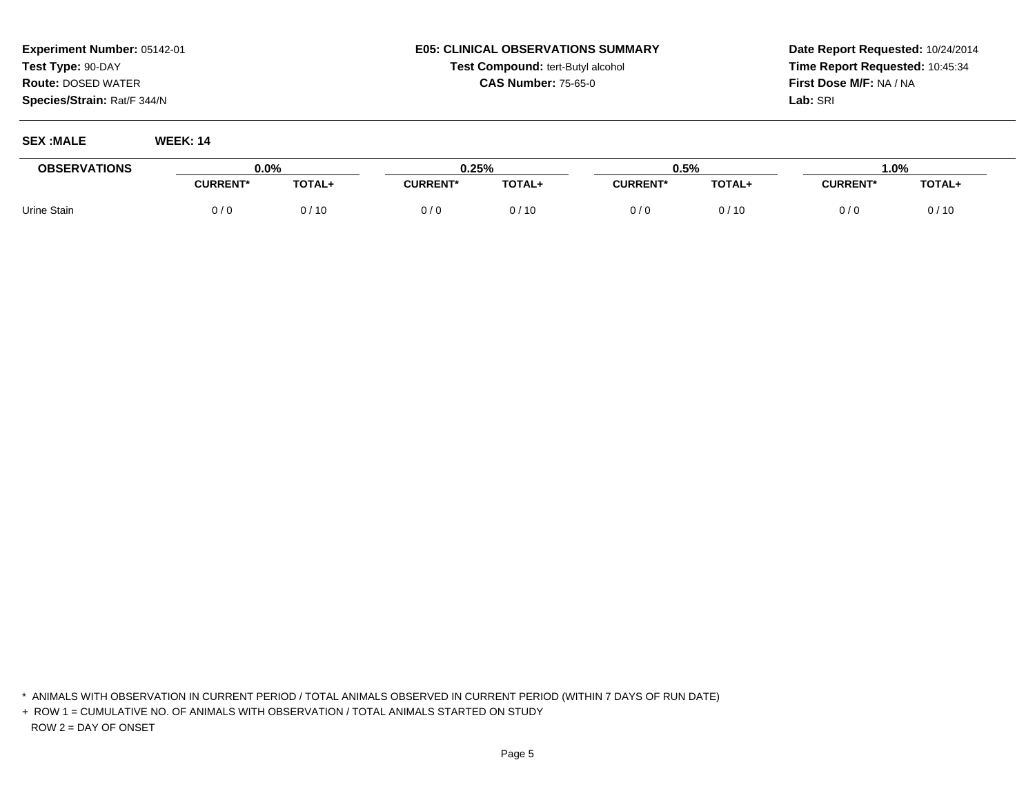**Experiment Number:** 05142-01
**Test Type:** 90-DAY
**Route:** DOSED WATER
**Species/Strain:** Rat/F 344/N

**E05: CLINICAL OBSERVATIONS SUMMARY**
**Test Compound:** tert-Butyl alcohol
**CAS Number:** 75-65-0

**Date Report Requested:** 10/24/2014
**Time Report Requested:** 10:45:34
**First Dose M/F:** NA / NA
**Lab:** SRI

**SEX :MALE** **WEEK: 14**

| OBSERVATIONS | 0.0% | | 0.25% | | 0.5% | | 1.0% | |
|---|---|---|---|---|---|---|---|---|
| | CURRENT* | TOTAL+ | CURRENT* | TOTAL+ | CURRENT* | TOTAL+ | CURRENT* | TOTAL+ |
| Urine Stain | 0 / 0 | 0 / 10 | 0 / 0 | 0 / 10 | 0 / 0 | 0 / 10 | 0 / 0 | 0 / 10 |

* ANIMALS WITH OBSERVATION IN CURRENT PERIOD / TOTAL ANIMALS OBSERVED IN CURRENT PERIOD (WITHIN 7 DAYS OF RUN DATE)

+ ROW 1 = CUMULATIVE NO. OF ANIMALS WITH OBSERVATION / TOTAL ANIMALS STARTED ON STUDY
  ROW 2 = DAY OF ONSET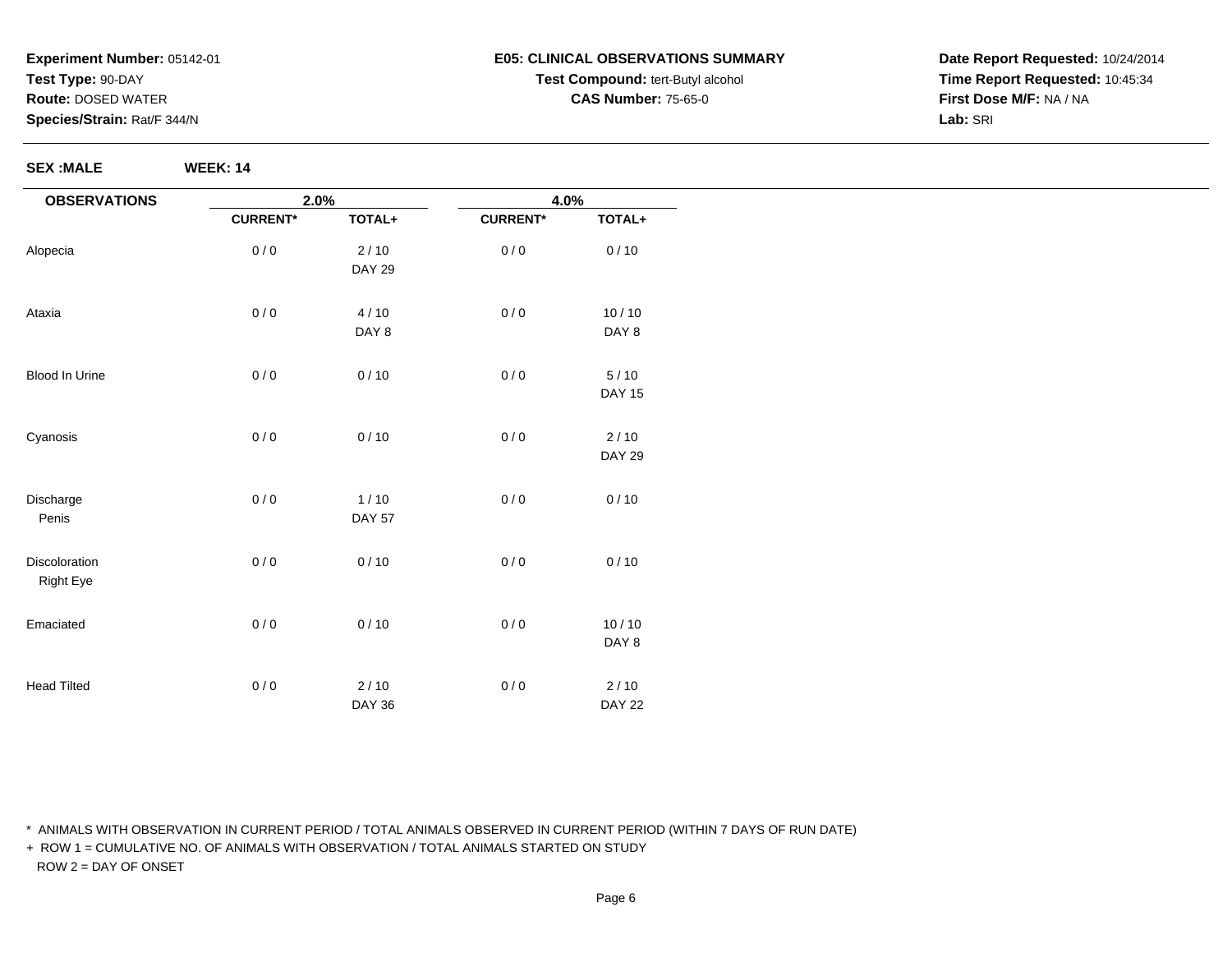**Experiment Number:** 05142-01
**Test Type:** 90-DAY
**Route:** DOSED WATER
**Species/Strain:** Rat/F 344/N

**E05: CLINICAL OBSERVATIONS SUMMARY**
**Test Compound:** tert-Butyl alcohol
**CAS Number:** 75-65-0

**Date Report Requested:** 10/24/2014
**Time Report Requested:** 10:45:34
**First Dose M/F:** NA / NA
**Lab:** SRI

**SEX :MALE** **WEEK: 14**

| OBSERVATIONS | 2.0% | | 4.0% | |
|---|---|---|---|---|
| | CURRENT* | TOTAL+ | CURRENT* | TOTAL+ |
| Alopecia | 0 / 0 | 2 / 10<br>DAY 29 | 0 / 0 | 0 / 10 |
| Ataxia | 0 / 0 | 4 / 10<br>DAY 8 | 0 / 0 | 10 / 10<br>DAY 8 |
| Blood In Urine | 0 / 0 | 0 / 10 | 0 / 0 | 5 / 10<br>DAY 15 |
| Cyanosis | 0 / 0 | 0 / 10 | 0 / 0 | 2 / 10<br>DAY 29 |
| Discharge<br>Penis | 0 / 0 | 1 / 10<br>DAY 57 | 0 / 0 | 0 / 10 |
| Discoloration<br>Right Eye | 0 / 0 | 0 / 10 | 0 / 0 | 0 / 10 |
| Emaciated | 0 / 0 | 0 / 10 | 0 / 0 | 10 / 10<br>DAY 8 |
| Head Tilted | 0 / 0 | 2 / 10<br>DAY 36 | 0 / 0 | 2 / 10<br>DAY 22 |

\* ANIMALS WITH OBSERVATION IN CURRENT PERIOD / TOTAL ANIMALS OBSERVED IN CURRENT PERIOD (WITHIN 7 DAYS OF RUN DATE)
+ ROW 1 = CUMULATIVE NO. OF ANIMALS WITH OBSERVATION / TOTAL ANIMALS STARTED ON STUDY
ROW 2 = DAY OF ONSET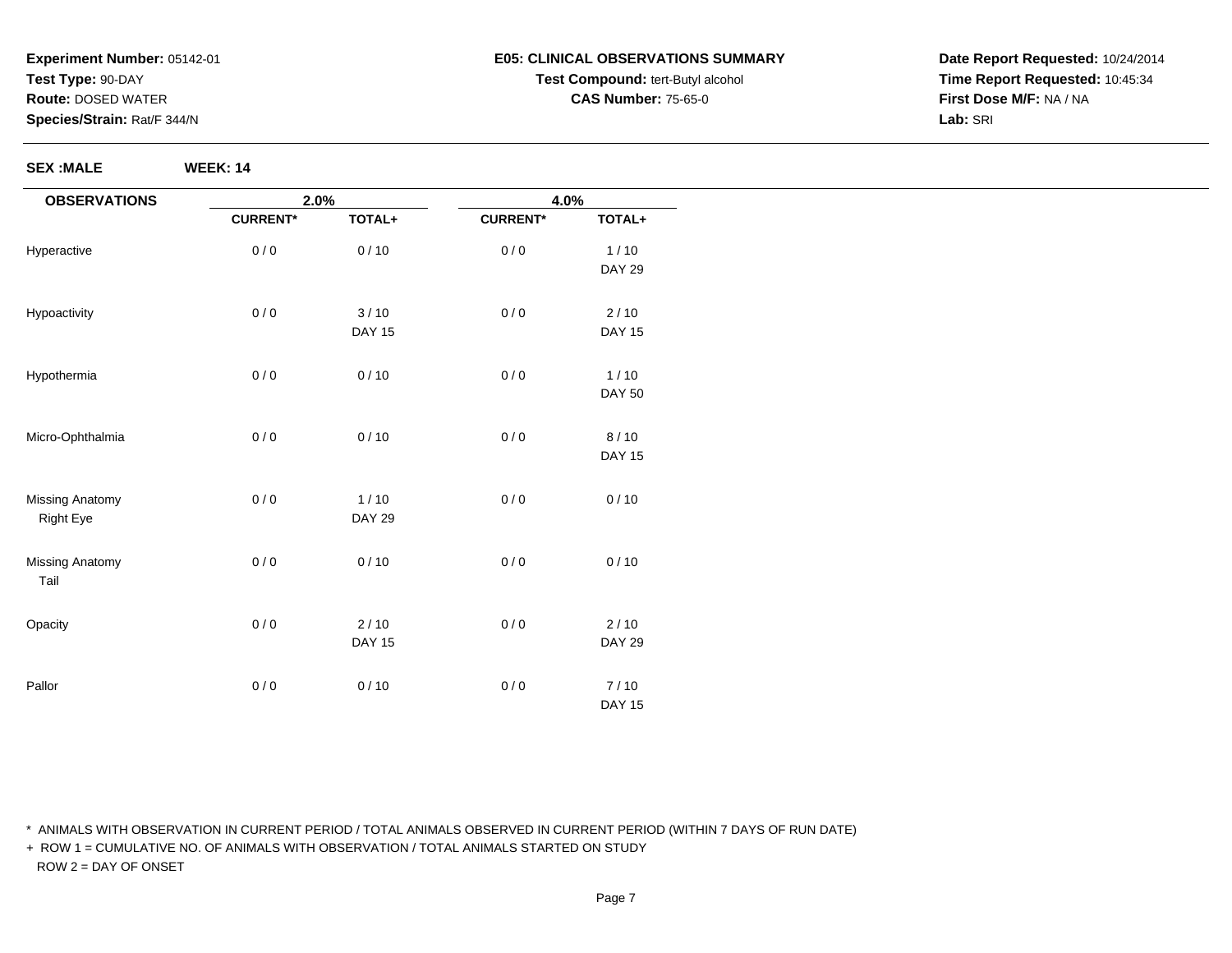**Experiment Number:** 05142-01
**Test Type:** 90-DAY
**Route:** DOSED WATER
**Species/Strain:** Rat/F 344/N

**E05: CLINICAL OBSERVATIONS SUMMARY**
**Test Compound:** tert-Butyl alcohol
**CAS Number:** 75-65-0

**Date Report Requested:** 10/24/2014
**Time Report Requested:** 10:45:34
**First Dose M/F:** NA / NA
**Lab:** SRI

**SEX :MALE** **WEEK: 14**

| OBSERVATIONS | 2.0% | | 4.0% | |
|---|---|---|---|---|
| | CURRENT* | TOTAL+ | CURRENT* | TOTAL+ |
| Hyperactive | 0 / 0 | 0 / 10 | 0 / 0 | 1 / 10<br>DAY 29 |
| Hypoactivity | 0 / 0 | 3 / 10<br>DAY 15 | 0 / 0 | 2 / 10<br>DAY 15 |
| Hypothermia | 0 / 0 | 0 / 10 | 0 / 0 | 1 / 10<br>DAY 50 |
| Micro-Ophthalmia | 0 / 0 | 0 / 10 | 0 / 0 | 8 / 10<br>DAY 15 |
| Missing Anatomy<br>Right Eye | 0 / 0 | 1 / 10<br>DAY 29 | 0 / 0 | 0 / 10 |
| Missing Anatomy<br>Tail | 0 / 0 | 0 / 10 | 0 / 0 | 0 / 10 |
| Opacity | 0 / 0 | 2 / 10<br>DAY 15 | 0 / 0 | 2 / 10<br>DAY 29 |
| Pallor | 0 / 0 | 0 / 10 | 0 / 0 | 7 / 10<br>DAY 15 |

* ANIMALS WITH OBSERVATION IN CURRENT PERIOD / TOTAL ANIMALS OBSERVED IN CURRENT PERIOD (WITHIN 7 DAYS OF RUN DATE)
+ ROW 1 = CUMULATIVE NO. OF ANIMALS WITH OBSERVATION / TOTAL ANIMALS STARTED ON STUDY
ROW 2 = DAY OF ONSET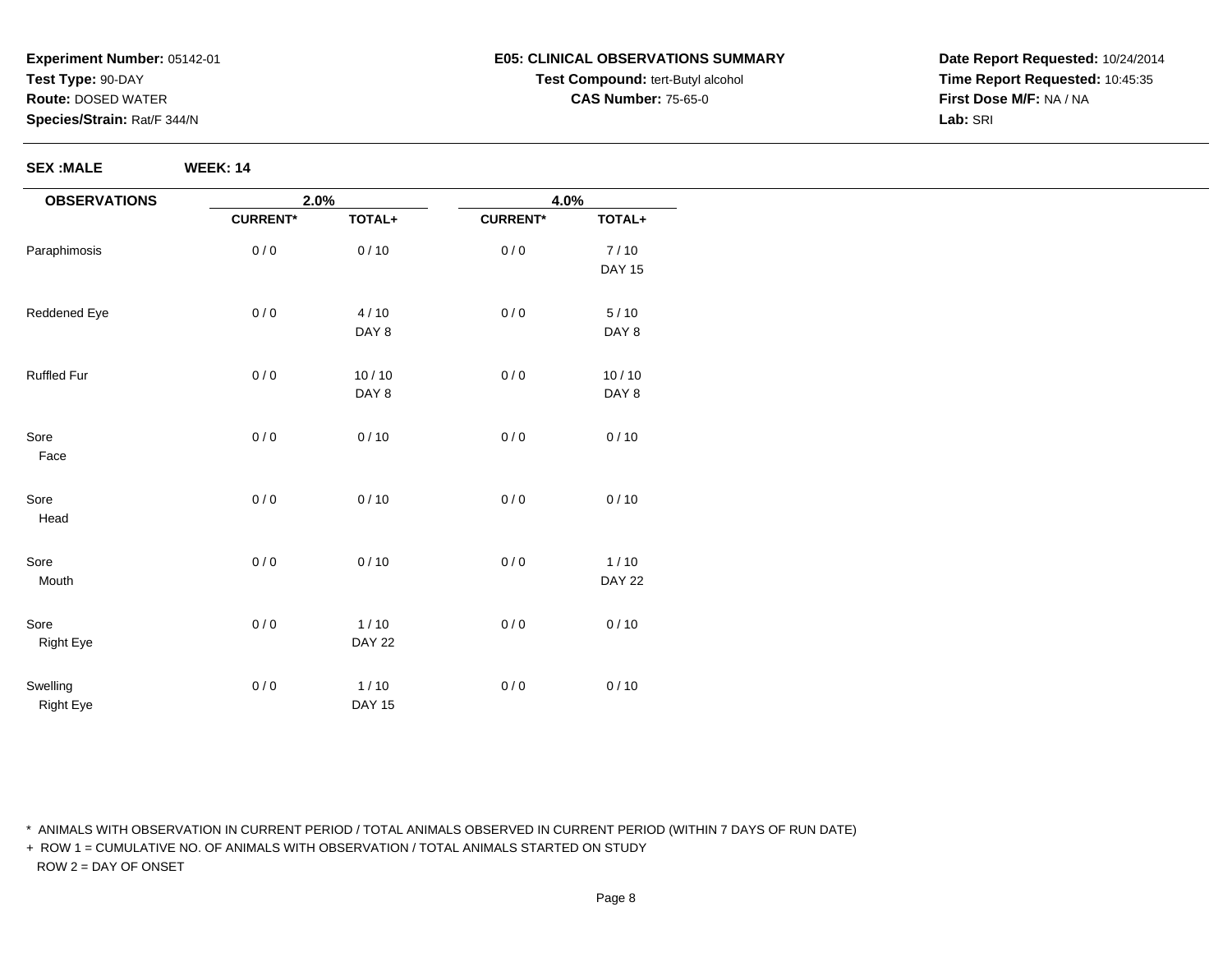**Experiment Number:** 05142-01
**Test Type:** 90-DAY
**Route:** DOSED WATER
**Species/Strain:** Rat/F 344/N

**E05: CLINICAL OBSERVATIONS SUMMARY**
**Test Compound:** tert-Butyl alcohol
**CAS Number:** 75-65-0

**Date Report Requested:** 10/24/2014
**Time Report Requested:** 10:45:35
**First Dose M/F:** NA / NA
**Lab:** SRI

**SEX :MALE** **WEEK: 14**

| OBSERVATIONS | 2.0% | | 4.0% | |
|---|---|---|---|---|
| | CURRENT* | TOTAL+ | CURRENT* | TOTAL+ |
| Paraphimosis | 0 / 0 | 0 / 10 | 0 / 0 | 7 / 10<br>DAY 15 |
| Reddened Eye | 0 / 0 | 4 / 10<br>DAY 8 | 0 / 0 | 5 / 10<br>DAY 8 |
| Ruffled Fur | 0 / 0 | 10 / 10<br>DAY 8 | 0 / 0 | 10 / 10<br>DAY 8 |
| Sore<br>Face | 0 / 0 | 0 / 10 | 0 / 0 | 0 / 10 |
| Sore<br>Head | 0 / 0 | 0 / 10 | 0 / 0 | 0 / 10 |
| Sore<br>Mouth | 0 / 0 | 0 / 10 | 0 / 0 | 1 / 10<br>DAY 22 |
| Sore<br>Right Eye | 0 / 0 | 1 / 10<br>DAY 22 | 0 / 0 | 0 / 10 |
| Swelling<br>Right Eye | 0 / 0 | 1 / 10<br>DAY 15 | 0 / 0 | 0 / 10 |

\* ANIMALS WITH OBSERVATION IN CURRENT PERIOD / TOTAL ANIMALS OBSERVED IN CURRENT PERIOD (WITHIN 7 DAYS OF RUN DATE)

\+ ROW 1 = CUMULATIVE NO. OF ANIMALS WITH OBSERVATION / TOTAL ANIMALS STARTED ON STUDY
ROW 2 = DAY OF ONSET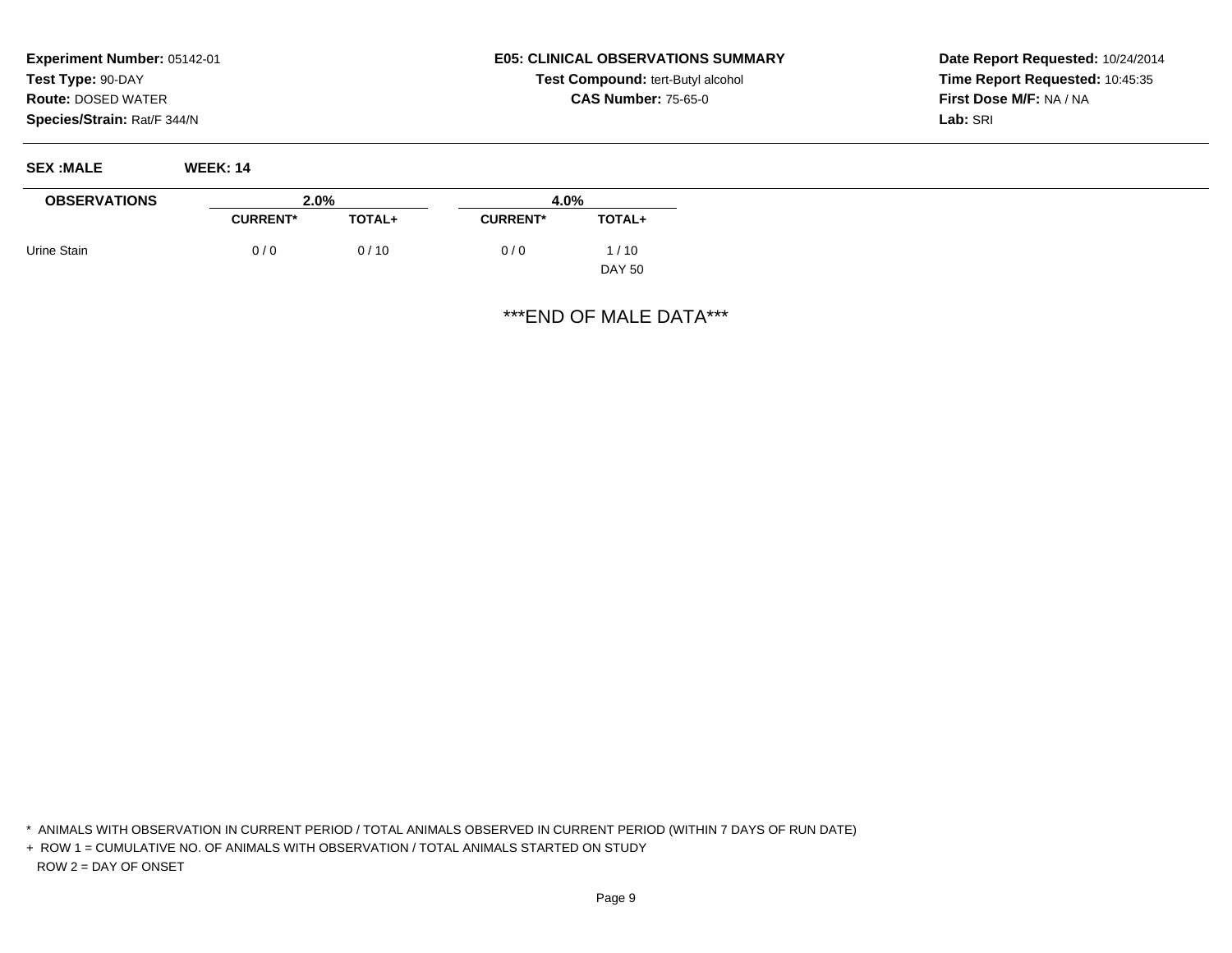**Experiment Number:** 05142-01
**Test Type:** 90-DAY
**Route:** DOSED WATER
**Species/Strain:** Rat/F 344/N

**E05: CLINICAL OBSERVATIONS SUMMARY**
**Test Compound:** tert-Butyl alcohol
**CAS Number:** 75-65-0

**Date Report Requested:** 10/24/2014
**Time Report Requested:** 10:45:35
**First Dose M/F:** NA / NA
**Lab:** SRI

**SEX :MALE** **WEEK: 14**

| OBSERVATIONS | 2.0% | | 4.0% | |
|---|---|---|---|---|
| | CURRENT* | TOTAL+ | CURRENT* | TOTAL+ |
| Urine Stain | 0 / 0 | 0 / 10 | 0 / 0 | 1 / 10 |
| | | | | DAY 50 |

***END OF MALE DATA***

\* ANIMALS WITH OBSERVATION IN CURRENT PERIOD / TOTAL ANIMALS OBSERVED IN CURRENT PERIOD (WITHIN 7 DAYS OF RUN DATE)

\+ ROW 1 = CUMULATIVE NO. OF ANIMALS WITH OBSERVATION / TOTAL ANIMALS STARTED ON STUDY
ROW 2 = DAY OF ONSET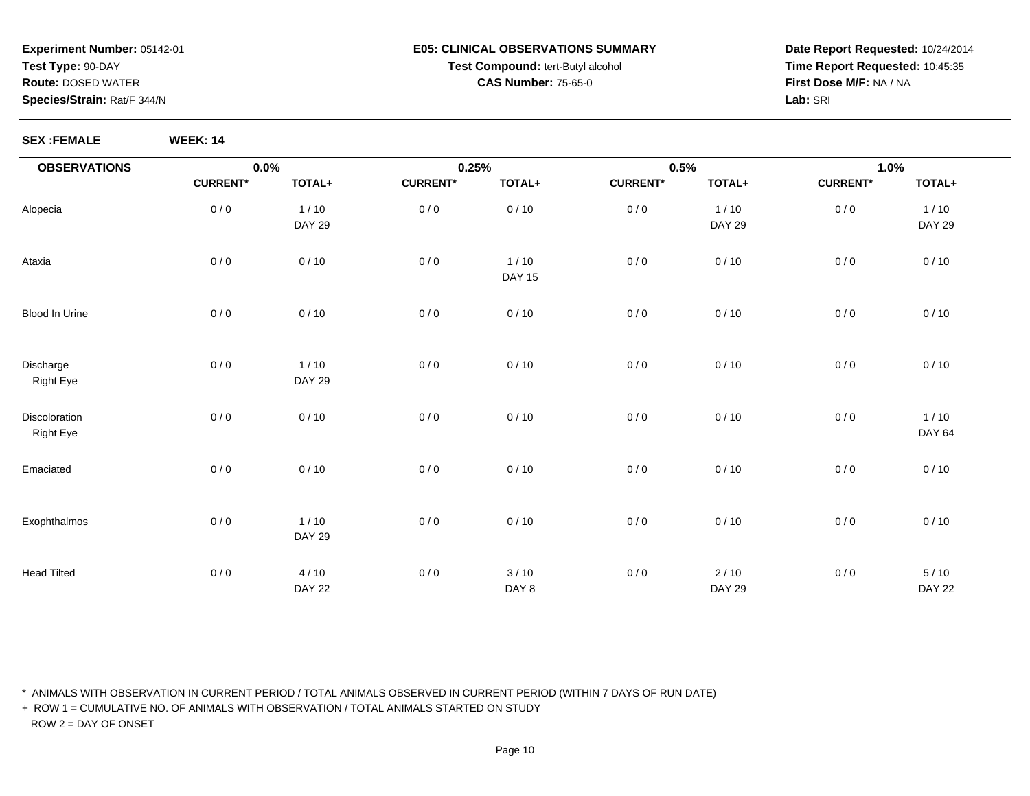**Experiment Number:** 05142-01
**Test Type:** 90-DAY
**Route:** DOSED WATER
**Species/Strain:** Rat/F 344/N

**E05: CLINICAL OBSERVATIONS SUMMARY**
**Test Compound:** tert-Butyl alcohol
**CAS Number:** 75-65-0

**Date Report Requested:** 10/24/2014
**Time Report Requested:** 10:45:35
**First Dose M/F:** NA / NA
**Lab:** SRI

**SEX :FEMALE** **WEEK: 14**

| OBSERVATIONS | 0.0% | | 0.25% | | 0.5% | | 1.0% | |
|---|---|---|---|---|---|---|---|---|
| | CURRENT* | TOTAL+ | CURRENT* | TOTAL+ | CURRENT* | TOTAL+ | CURRENT* | TOTAL+ |
| Alopecia | 0 / 0 | 1 / 10<br>DAY 29 | 0 / 0 | 0 / 10 | 0 / 0 | 1 / 10<br>DAY 29 | 0 / 0 | 1 / 10<br>DAY 29 |
| Ataxia | 0 / 0 | 0 / 10 | 0 / 0 | 1 / 10<br>DAY 15 | 0 / 0 | 0 / 10 | 0 / 0 | 0 / 10 |
| Blood In Urine | 0 / 0 | 0 / 10 | 0 / 0 | 0 / 10 | 0 / 0 | 0 / 10 | 0 / 0 | 0 / 10 |
| Discharge<br>Right Eye | 0 / 0 | 1 / 10<br>DAY 29 | 0 / 0 | 0 / 10 | 0 / 0 | 0 / 10 | 0 / 0 | 0 / 10 |
| Discoloration<br>Right Eye | 0 / 0 | 0 / 10 | 0 / 0 | 0 / 10 | 0 / 0 | 0 / 10 | 0 / 0 | 1 / 10<br>DAY 64 |
| Emaciated | 0 / 0 | 0 / 10 | 0 / 0 | 0 / 10 | 0 / 0 | 0 / 10 | 0 / 0 | 0 / 10 |
| Exophthalmos | 0 / 0 | 1 / 10<br>DAY 29 | 0 / 0 | 0 / 10 | 0 / 0 | 0 / 10 | 0 / 0 | 0 / 10 |
| Head Tilted | 0 / 0 | 4 / 10<br>DAY 22 | 0 / 0 | 3 / 10<br>DAY 8 | 0 / 0 | 2 / 10<br>DAY 29 | 0 / 0 | 5 / 10<br>DAY 22 |

\* ANIMALS WITH OBSERVATION IN CURRENT PERIOD / TOTAL ANIMALS OBSERVED IN CURRENT PERIOD (WITHIN 7 DAYS OF RUN DATE)

+ ROW 1 = CUMULATIVE NO. OF ANIMALS WITH OBSERVATION / TOTAL ANIMALS STARTED ON STUDY
ROW 2 = DAY OF ONSET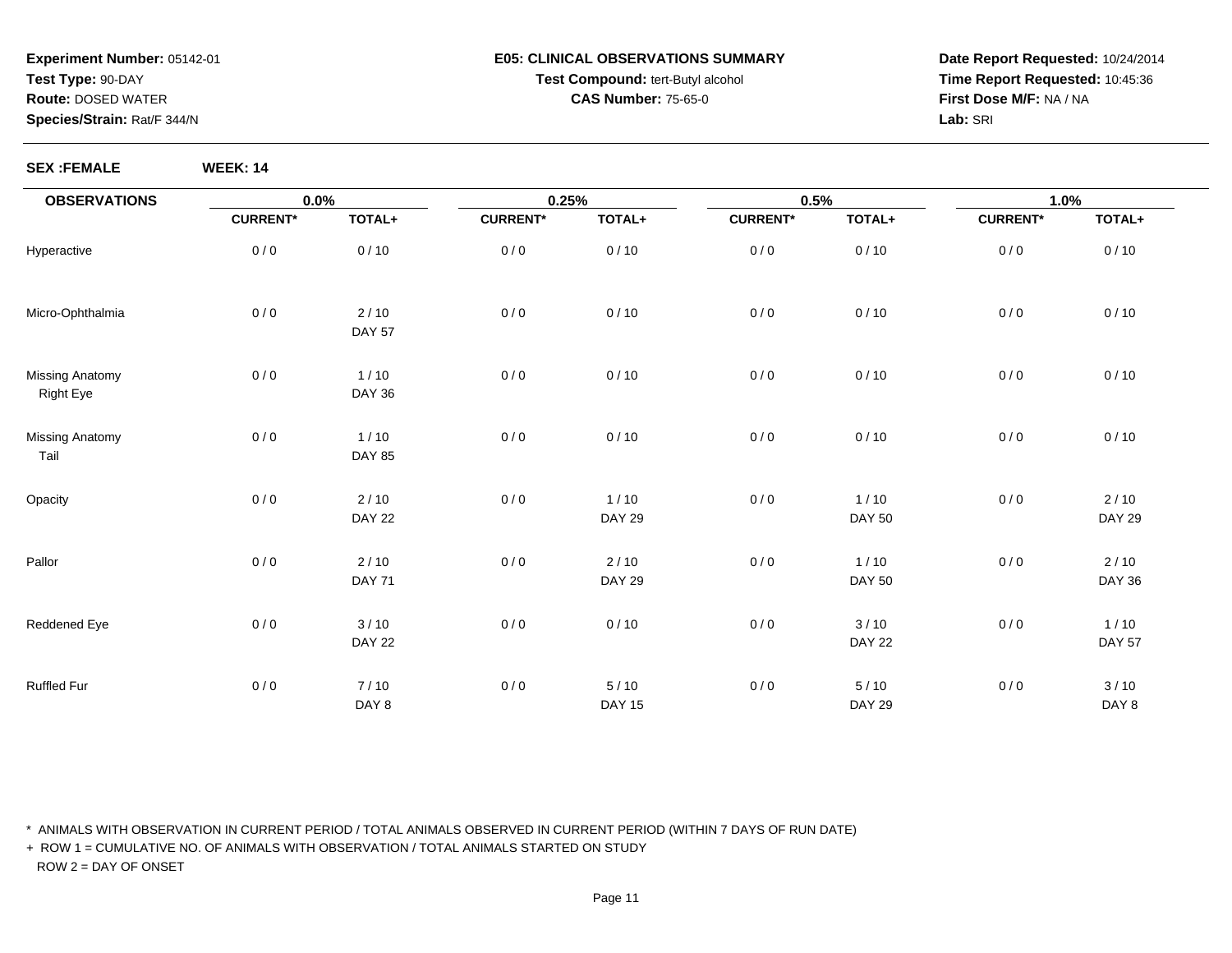**Experiment Number:** 05142-01
**Test Type:** 90-DAY
**Route:** DOSED WATER
**Species/Strain:** Rat/F 344/N

**E05: CLINICAL OBSERVATIONS SUMMARY**
**Test Compound:** tert-Butyl alcohol
**CAS Number:** 75-65-0

**Date Report Requested:** 10/24/2014
**Time Report Requested:** 10:45:36
**First Dose M/F:** NA / NA
**Lab:** SRI

**SEX :FEMALE** **WEEK: 14**

| OBSERVATIONS | 0.0% | | 0.25% | | 0.5% | | 1.0% | |
|---|---|---|---|---|---|---|---|---|
| | CURRENT* | TOTAL+ | CURRENT* | TOTAL+ | CURRENT* | TOTAL+ | CURRENT* | TOTAL+ |
| Hyperactive | 0 / 0 | 0 / 10 | 0 / 0 | 0 / 10 | 0 / 0 | 0 / 10 | 0 / 0 | 0 / 10 |
| Micro-Ophthalmia | 0 / 0 | 2 / 10<br>DAY 57 | 0 / 0 | 0 / 10 | 0 / 0 | 0 / 10 | 0 / 0 | 0 / 10 |
| Missing Anatomy<br>Right Eye | 0 / 0 | 1 / 10<br>DAY 36 | 0 / 0 | 0 / 10 | 0 / 0 | 0 / 10 | 0 / 0 | 0 / 10 |
| Missing Anatomy<br>Tail | 0 / 0 | 1 / 10<br>DAY 85 | 0 / 0 | 0 / 10 | 0 / 0 | 0 / 10 | 0 / 0 | 0 / 10 |
| Opacity | 0 / 0 | 2 / 10<br>DAY 22 | 0 / 0 | 1 / 10<br>DAY 29 | 0 / 0 | 1 / 10<br>DAY 50 | 0 / 0 | 2 / 10<br>DAY 29 |
| Pallor | 0 / 0 | 2 / 10<br>DAY 71 | 0 / 0 | 2 / 10<br>DAY 29 | 0 / 0 | 1 / 10<br>DAY 50 | 0 / 0 | 2 / 10<br>DAY 36 |
| Reddened Eye | 0 / 0 | 3 / 10<br>DAY 22 | 0 / 0 | 0 / 10 | 0 / 0 | 3 / 10<br>DAY 22 | 0 / 0 | 1 / 10<br>DAY 57 |
| Ruffled Fur | 0 / 0 | 7 / 10<br>DAY 8 | 0 / 0 | 5 / 10<br>DAY 15 | 0 / 0 | 5 / 10<br>DAY 29 | 0 / 0 | 3 / 10<br>DAY 8 |

* ANIMALS WITH OBSERVATION IN CURRENT PERIOD / TOTAL ANIMALS OBSERVED IN CURRENT PERIOD (WITHIN 7 DAYS OF RUN DATE)
+ ROW 1 = CUMULATIVE NO. OF ANIMALS WITH OBSERVATION / TOTAL ANIMALS STARTED ON STUDY
ROW 2 = DAY OF ONSET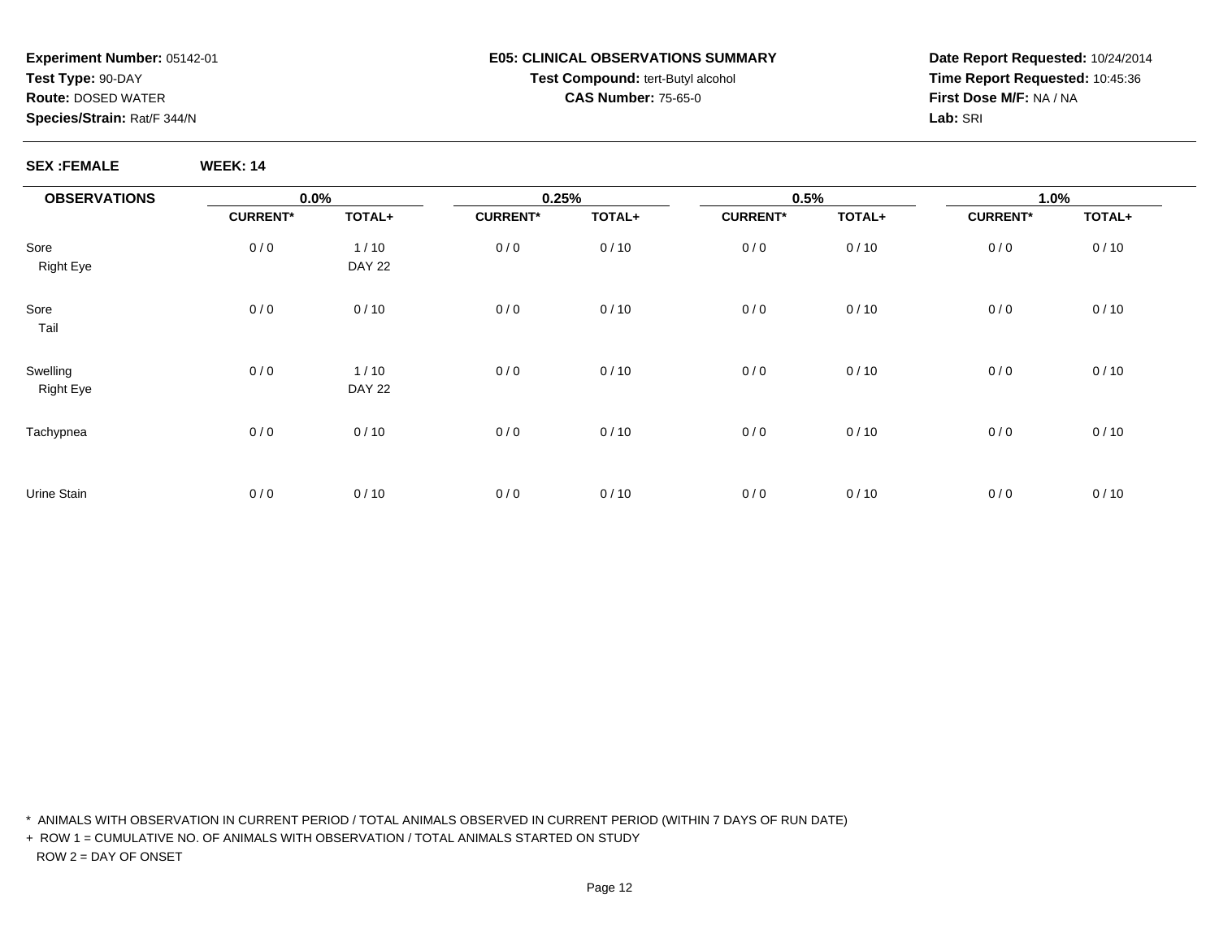**Experiment Number:** 05142-01
**Test Type:** 90-DAY
**Route:** DOSED WATER
**Species/Strain:** Rat/F 344/N

**E05: CLINICAL OBSERVATIONS SUMMARY**
**Test Compound:** tert-Butyl alcohol
**CAS Number:** 75-65-0

**Date Report Requested:** 10/24/2014
**Time Report Requested:** 10:45:36
**First Dose M/F:** NA / NA
**Lab:** SRI

**SEX :FEMALE** **WEEK: 14**

| OBSERVATIONS | 0.0% | | 0.25% | | 0.5% | | 1.0% | |
|---|---|---|---|---|---|---|---|---|
| | CURRENT* | TOTAL+ | CURRENT* | TOTAL+ | CURRENT* | TOTAL+ | CURRENT* | TOTAL+ |
| Sore<br>Right Eye | 0 / 0 | 1 / 10<br>DAY 22 | 0 / 0 | 0 / 10 | 0 / 0 | 0 / 10 | 0 / 0 | 0 / 10 |
| Sore<br>Tail | 0 / 0 | 0 / 10 | 0 / 0 | 0 / 10 | 0 / 0 | 0 / 10 | 0 / 0 | 0 / 10 |
| Swelling<br>Right Eye | 0 / 0 | 1 / 10<br>DAY 22 | 0 / 0 | 0 / 10 | 0 / 0 | 0 / 10 | 0 / 0 | 0 / 10 |
| Tachypnea | 0 / 0 | 0 / 10 | 0 / 0 | 0 / 10 | 0 / 0 | 0 / 10 | 0 / 0 | 0 / 10 |
| Urine Stain | 0 / 0 | 0 / 10 | 0 / 0 | 0 / 10 | 0 / 0 | 0 / 10 | 0 / 0 | 0 / 10 |

\* ANIMALS WITH OBSERVATION IN CURRENT PERIOD / TOTAL ANIMALS OBSERVED IN CURRENT PERIOD (WITHIN 7 DAYS OF RUN DATE)

\+ ROW 1 = CUMULATIVE NO. OF ANIMALS WITH OBSERVATION / TOTAL ANIMALS STARTED ON STUDY
ROW 2 = DAY OF ONSET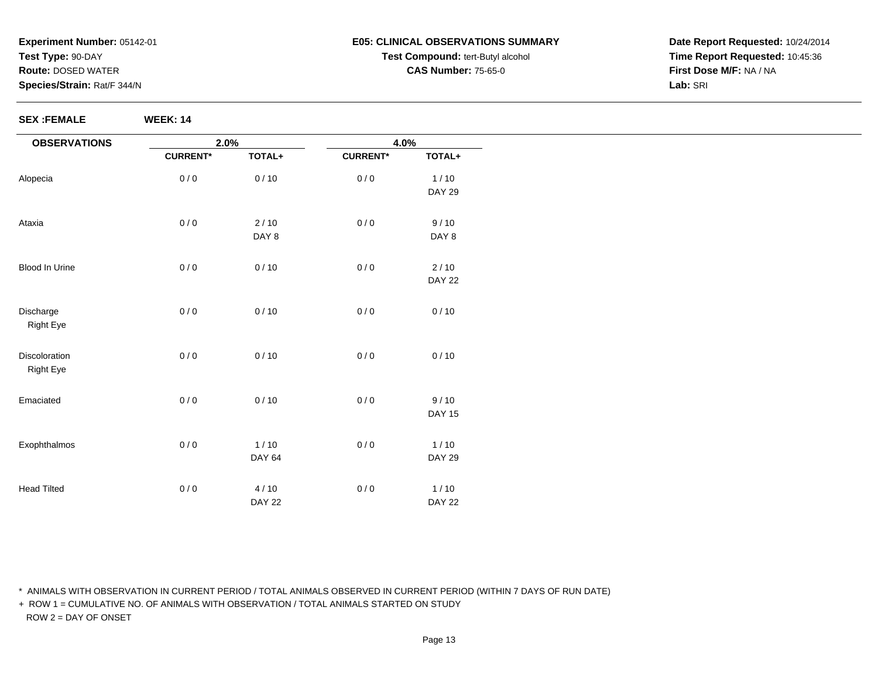**Experiment Number:** 05142-01
**Test Type:** 90-DAY
**Route:** DOSED WATER
**Species/Strain:** Rat/F 344/N

**E05: CLINICAL OBSERVATIONS SUMMARY**
**Test Compound:** tert-Butyl alcohol
**CAS Number:** 75-65-0

**Date Report Requested:** 10/24/2014
**Time Report Requested:** 10:45:36
**First Dose M/F:** NA / NA
**Lab:** SRI

**SEX :FEMALE** **WEEK: 14**

| OBSERVATIONS | 2.0% | | 4.0% | |
|---|---|---|---|---|
| | CURRENT* | TOTAL+ | CURRENT* | TOTAL+ |
| Alopecia | 0 / 0 | 0 / 10 | 0 / 0 | 1 / 10<br>DAY 29 |
| Ataxia | 0 / 0 | 2 / 10<br>DAY 8 | 0 / 0 | 9 / 10<br>DAY 8 |
| Blood In Urine | 0 / 0 | 0 / 10 | 0 / 0 | 2 / 10<br>DAY 22 |
| Discharge<br>Right Eye | 0 / 0 | 0 / 10 | 0 / 0 | 0 / 10 |
| Discoloration<br>Right Eye | 0 / 0 | 0 / 10 | 0 / 0 | 0 / 10 |
| Emaciated | 0 / 0 | 0 / 10 | 0 / 0 | 9 / 10<br>DAY 15 |
| Exophthalmos | 0 / 0 | 1 / 10<br>DAY 64 | 0 / 0 | 1 / 10<br>DAY 29 |
| Head Tilted | 0 / 0 | 4 / 10<br>DAY 22 | 0 / 0 | 1 / 10<br>DAY 22 |

* ANIMALS WITH OBSERVATION IN CURRENT PERIOD / TOTAL ANIMALS OBSERVED IN CURRENT PERIOD (WITHIN 7 DAYS OF RUN DATE)
+ ROW 1 = CUMULATIVE NO. OF ANIMALS WITH OBSERVATION / TOTAL ANIMALS STARTED ON STUDY
ROW 2 = DAY OF ONSET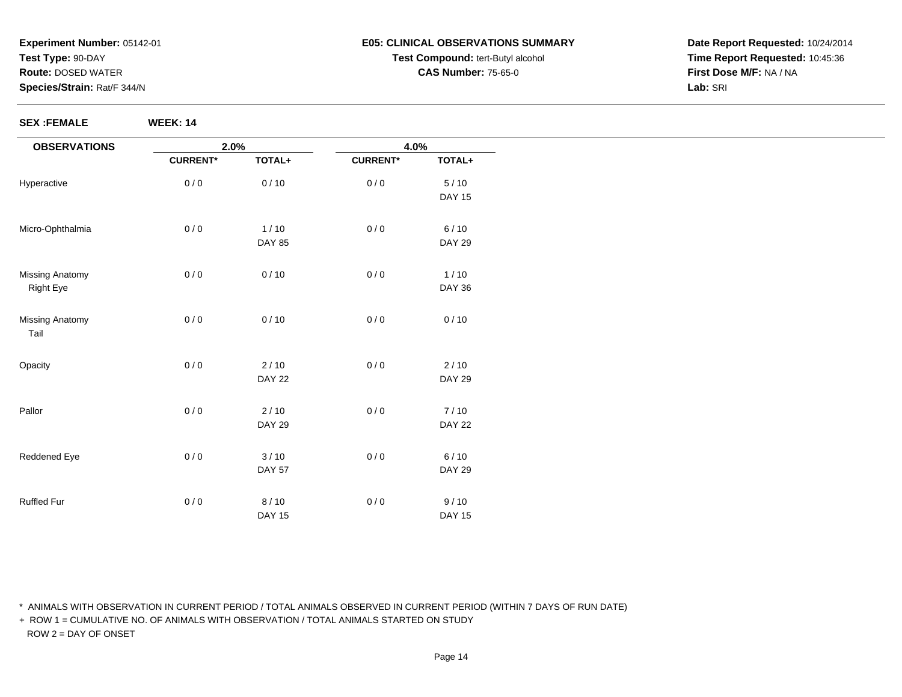**Experiment Number:** 05142-01
**Test Type:** 90-DAY
**Route:** DOSED WATER
**Species/Strain:** Rat/F 344/N

**E05: CLINICAL OBSERVATIONS SUMMARY**
**Test Compound:** tert-Butyl alcohol
**CAS Number:** 75-65-0

**Date Report Requested:** 10/24/2014
**Time Report Requested:** 10:45:36
**First Dose M/F:** NA / NA
**Lab:** SRI

**SEX :FEMALE** **WEEK: 14**

| OBSERVATIONS | 2.0% | | 4.0% | |
|---|---|---|---|---|
| | CURRENT* | TOTAL+ | CURRENT* | TOTAL+ |
| Hyperactive | 0 / 0 | 0 / 10 | 0 / 0 | 5 / 10<br>DAY 15 |
| Micro-Ophthalmia | 0 / 0 | 1 / 10<br>DAY 85 | 0 / 0 | 6 / 10<br>DAY 29 |
| Missing Anatomy<br>Right Eye | 0 / 0 | 0 / 10 | 0 / 0 | 1 / 10<br>DAY 36 |
| Missing Anatomy<br>Tail | 0 / 0 | 0 / 10 | 0 / 0 | 0 / 10 |
| Opacity | 0 / 0 | 2 / 10<br>DAY 22 | 0 / 0 | 2 / 10<br>DAY 29 |
| Pallor | 0 / 0 | 2 / 10<br>DAY 29 | 0 / 0 | 7 / 10<br>DAY 22 |
| Reddened Eye | 0 / 0 | 3 / 10<br>DAY 57 | 0 / 0 | 6 / 10<br>DAY 29 |
| Ruffled Fur | 0 / 0 | 8 / 10<br>DAY 15 | 0 / 0 | 9 / 10<br>DAY 15 |

* ANIMALS WITH OBSERVATION IN CURRENT PERIOD / TOTAL ANIMALS OBSERVED IN CURRENT PERIOD (WITHIN 7 DAYS OF RUN DATE)
+ ROW 1 = CUMULATIVE NO. OF ANIMALS WITH OBSERVATION / TOTAL ANIMALS STARTED ON STUDY
ROW 2 = DAY OF ONSET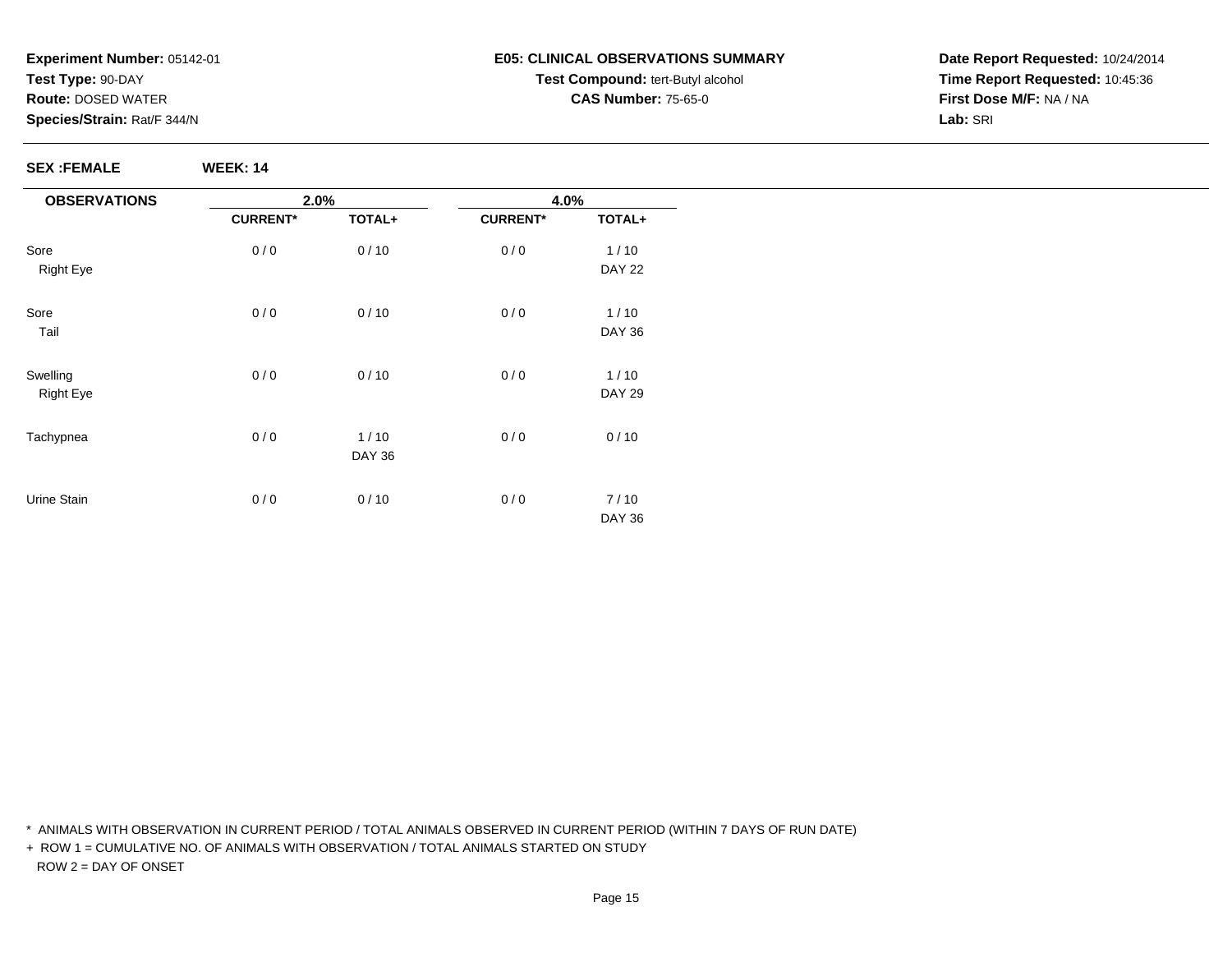**Experiment Number:** 05142-01
**Test Type:** 90-DAY
**Route:** DOSED WATER
**Species/Strain:** Rat/F 344/N

**E05: CLINICAL OBSERVATIONS SUMMARY**
**Test Compound:** tert-Butyl alcohol
**CAS Number:** 75-65-0

**Date Report Requested:** 10/24/2014
**Time Report Requested:** 10:45:36
**First Dose M/F:** NA / NA
**Lab:** SRI

**SEX :FEMALE** **WEEK: 14**

| OBSERVATIONS | 2.0% | | 4.0% | |
|---|---|---|---|---|
| | CURRENT* | TOTAL+ | CURRENT* | TOTAL+ |
| Sore Right Eye | 0 / 0 | 0 / 10 | 0 / 0 | 1 / 10 DAY 22 |
| Sore Tail | 0 / 0 | 0 / 10 | 0 / 0 | 1 / 10 DAY 36 |
| Swelling Right Eye | 0 / 0 | 0 / 10 | 0 / 0 | 1 / 10 DAY 29 |
| Tachypnea | 0 / 0 | 1 / 10 DAY 36 | 0 / 0 | 0 / 10 |
| Urine Stain | 0 / 0 | 0 / 10 | 0 / 0 | 7 / 10 DAY 36 |

* ANIMALS WITH OBSERVATION IN CURRENT PERIOD / TOTAL ANIMALS OBSERVED IN CURRENT PERIOD (WITHIN 7 DAYS OF RUN DATE)
+ ROW 1 = CUMULATIVE NO. OF ANIMALS WITH OBSERVATION / TOTAL ANIMALS STARTED ON STUDY
ROW 2 = DAY OF ONSET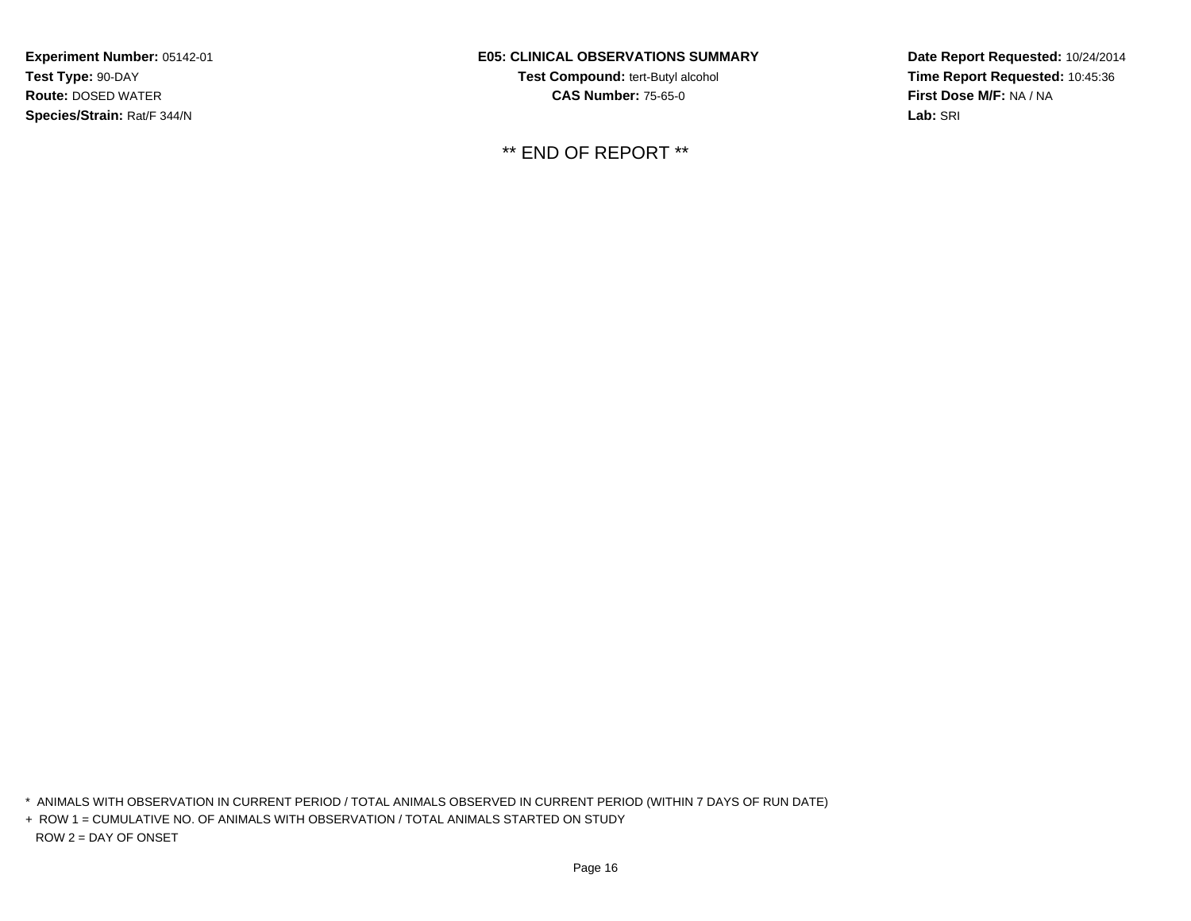**Experiment Number:** 05142-01
**Test Type:** 90-DAY
**Route:** DOSED WATER
**Species/Strain:** Rat/F 344/N

**E05: CLINICAL OBSERVATIONS SUMMARY**
**Test Compound:** tert-Butyl alcohol
**CAS Number:** 75-65-0

**Date Report Requested:** 10/24/2014
**Time Report Requested:** 10:45:36
**First Dose M/F:** NA / NA
**Lab:** SRI

** END OF REPORT **

* ANIMALS WITH OBSERVATION IN CURRENT PERIOD / TOTAL ANIMALS OBSERVED IN CURRENT PERIOD (WITHIN 7 DAYS OF RUN DATE)
+ ROW 1 = CUMULATIVE NO. OF ANIMALS WITH OBSERVATION / TOTAL ANIMALS STARTED ON STUDY
ROW 2 = DAY OF ONSET